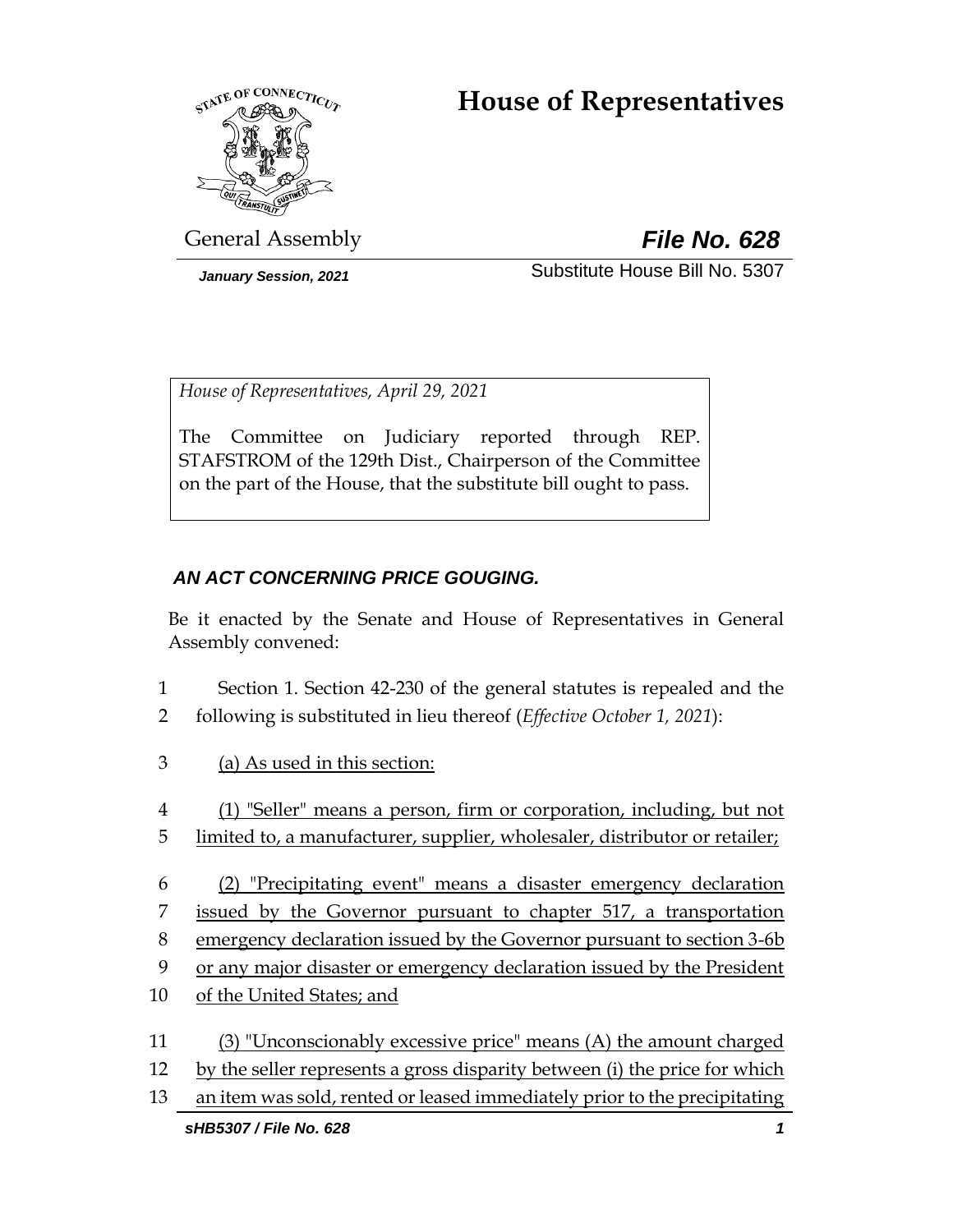# House of Representatives

General Assembly **File No. 628**

*January Session, 2021* Substitute House Bill No. 5307

*House of Representatives, April 29, 2021*

The Committee on Judiciary reported through REP. STAFSTROM of the 129th Dist., Chairperson of the Committee on the part of the House, that the substitute bill ought to pass.

***AN ACT CONCERNING PRICE GOUGING.***

Be it enacted by the Senate and House of Representatives in General Assembly convened:

1 Section 1. Section 42-230 of the general statutes is repealed and the
2 following is substituted in lieu thereof (*Effective October 1, 2021*):

3 (a) As used in this section:

4 (1) "Seller" means a person, firm or corporation, including, but not
5 limited to, a manufacturer, supplier, wholesaler, distributor or retailer;

6 (2) "Precipitating event" means a disaster emergency declaration
7 issued by the Governor pursuant to chapter 517, a transportation
8 emergency declaration issued by the Governor pursuant to section 3-6b
9 or any major disaster or emergency declaration issued by the President
10 of the United States; and

11 (3) "Unconscionably excessive price" means (A) the amount charged
12 by the seller represents a gross disparity between (i) the price for which
13 an item was sold, rented or leased immediately prior to the precipitating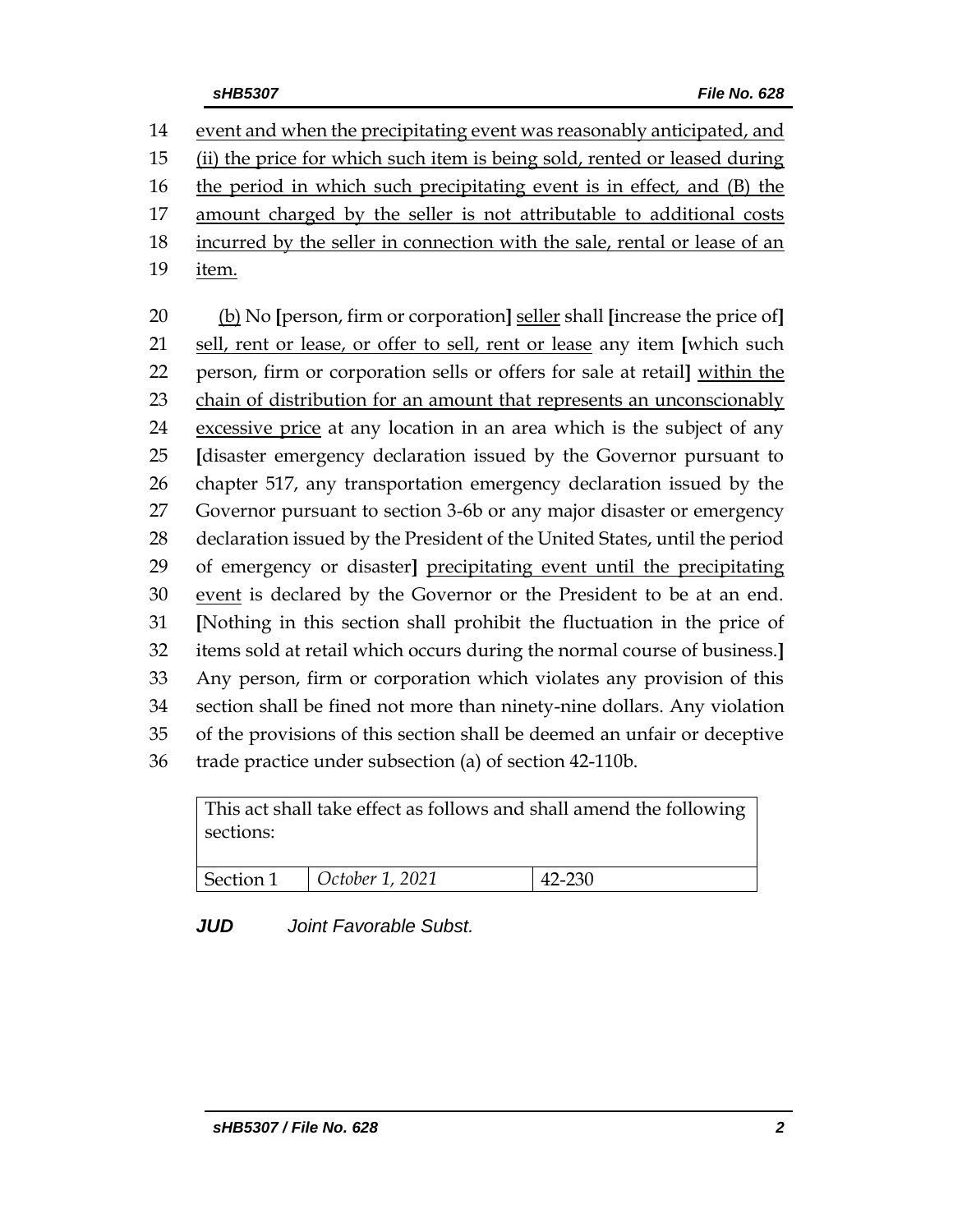event and when the precipitating event was reasonably anticipated, and (ii) the price for which such item is being sold, rented or leased during the period in which such precipitating event is in effect, and (B) the amount charged by the seller is not attributable to additional costs incurred by the seller in connection with the sale, rental or lease of an item.

(b) No **[**person, firm or corporation**]** seller shall **[**increase the price of**]** sell, rent or lease, or offer to sell, rent or lease any item **[**which such person, firm or corporation sells or offers for sale at retail**]** within the chain of distribution for an amount that represents an unconscionably excessive price at any location in an area which is the subject of any **[**disaster emergency declaration issued by the Governor pursuant to chapter 517, any transportation emergency declaration issued by the Governor pursuant to section 3-6b or any major disaster or emergency declaration issued by the President of the United States, until the period of emergency or disaster**]** precipitating event until the precipitating event is declared by the Governor or the President to be at an end. **[**Nothing in this section shall prohibit the fluctuation in the price of items sold at retail which occurs during the normal course of business.**]** Any person, firm or corporation which violates any provision of this section shall be fined not more than ninety-nine dollars. Any violation of the provisions of this section shall be deemed an unfair or deceptive trade practice under subsection (a) of section 42-110b.

| This act shall take effect as follows and shall amend the following sections: | | |
|---|---|---|
| Section 1 | *October 1, 2021* | 42-230 |

***JUD*** *Joint Favorable Subst.*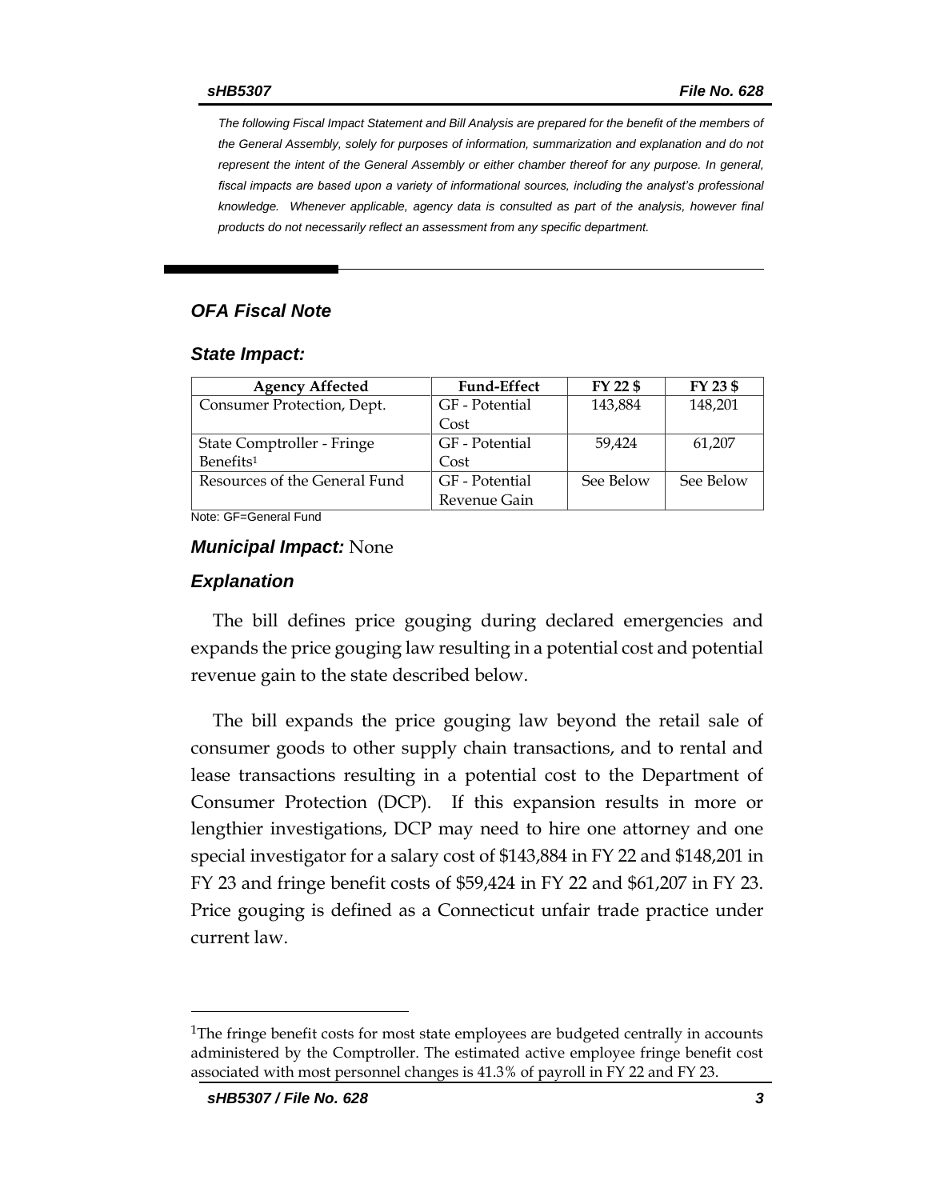The following Fiscal Impact Statement and Bill Analysis are prepared for the benefit of the members of the General Assembly, solely for purposes of information, summarization and explanation and do not represent the intent of the General Assembly or either chamber thereof for any purpose. In general, fiscal impacts are based upon a variety of informational sources, including the analyst's professional knowledge. Whenever applicable, agency data is consulted as part of the analysis, however final products do not necessarily reflect an assessment from any specific department.

## OFA Fiscal Note

### State Impact:

| Agency Affected | Fund-Effect | FY 22 $ | FY 23 $ |
|---|---|---|---|
| Consumer Protection, Dept. | GF - Potential Cost | 143,884 | 148,201 |
| State Comptroller - Fringe Benefits[1] | GF - Potential Cost | 59,424 | 61,207 |
| Resources of the General Fund | GF - Potential Revenue Gain | See Below | See Below |

Note: GF=General Fund

### *Municipal Impact:* None

### Explanation

The bill defines price gouging during declared emergencies and expands the price gouging law resulting in a potential cost and potential revenue gain to the state described below.

The bill expands the price gouging law beyond the retail sale of consumer goods to other supply chain transactions, and to rental and lease transactions resulting in a potential cost to the Department of Consumer Protection (DCP). If this expansion results in more or lengthier investigations, DCP may need to hire one attorney and one special investigator for a salary cost of $143,884 in FY 22 and $148,201 in FY 23 and fringe benefit costs of $59,424 in FY 22 and $61,207 in FY 23. Price gouging is defined as a Connecticut unfair trade practice under current law.

[1]The fringe benefit costs for most state employees are budgeted centrally in accounts administered by the Comptroller. The estimated active employee fringe benefit cost associated with most personnel changes is 41.3% of payroll in FY 22 and FY 23.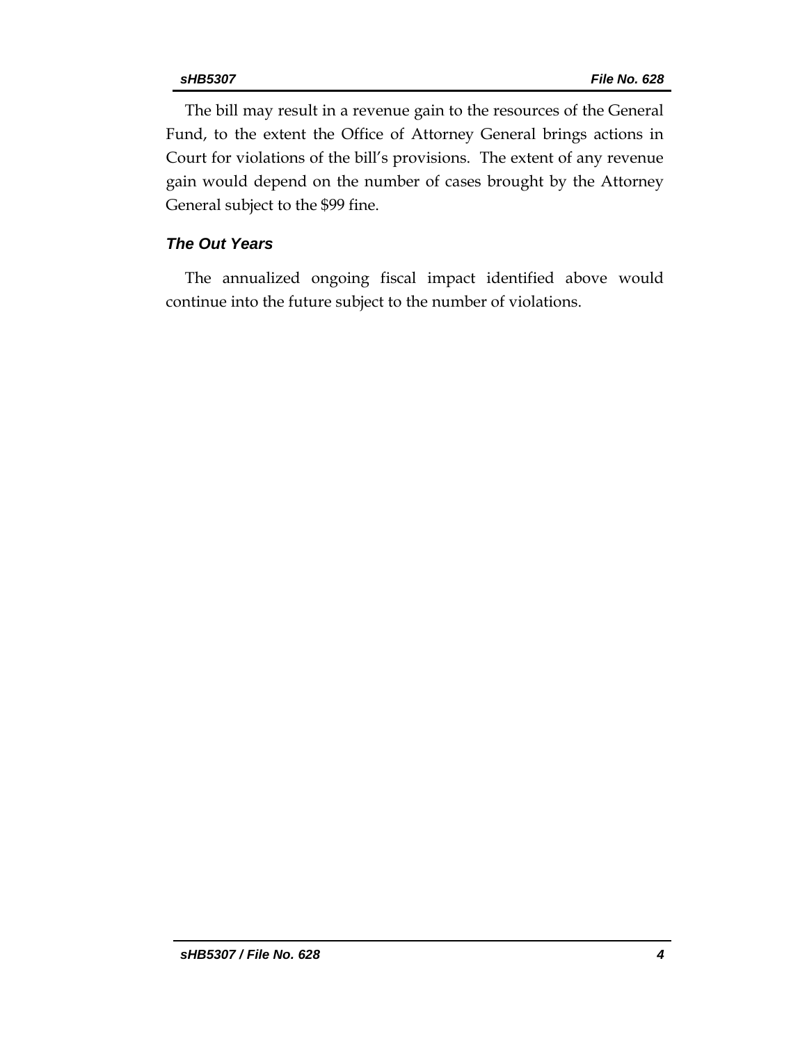The bill may result in a revenue gain to the resources of the General Fund, to the extent the Office of Attorney General brings actions in Court for violations of the bill's provisions. The extent of any revenue gain would depend on the number of cases brought by the Attorney General subject to the $99 fine.

### *The Out Years*

The annualized ongoing fiscal impact identified above would continue into the future subject to the number of violations.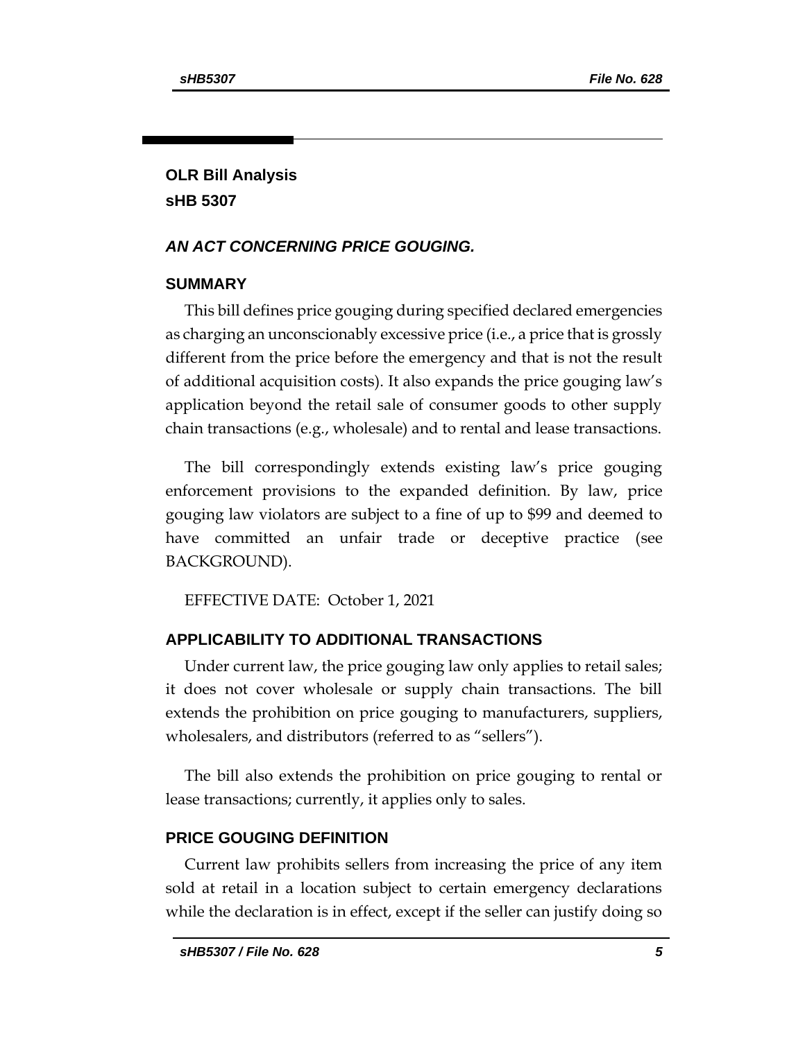**OLR Bill Analysis**
**sHB 5307**

***AN ACT CONCERNING PRICE GOUGING.***

## SUMMARY

This bill defines price gouging during specified declared emergencies as charging an unconscionably excessive price (i.e., a price that is grossly different from the price before the emergency and that is not the result of additional acquisition costs). It also expands the price gouging law's application beyond the retail sale of consumer goods to other supply chain transactions (e.g., wholesale) and to rental and lease transactions.

The bill correspondingly extends existing law's price gouging enforcement provisions to the expanded definition. By law, price gouging law violators are subject to a fine of up to $99 and deemed to have committed an unfair trade or deceptive practice (see BACKGROUND).

EFFECTIVE DATE: October 1, 2021

## APPLICABILITY TO ADDITIONAL TRANSACTIONS

Under current law, the price gouging law only applies to retail sales; it does not cover wholesale or supply chain transactions. The bill extends the prohibition on price gouging to manufacturers, suppliers, wholesalers, and distributors (referred to as "sellers").

The bill also extends the prohibition on price gouging to rental or lease transactions; currently, it applies only to sales.

## PRICE GOUGING DEFINITION

Current law prohibits sellers from increasing the price of any item sold at retail in a location subject to certain emergency declarations while the declaration is in effect, except if the seller can justify doing so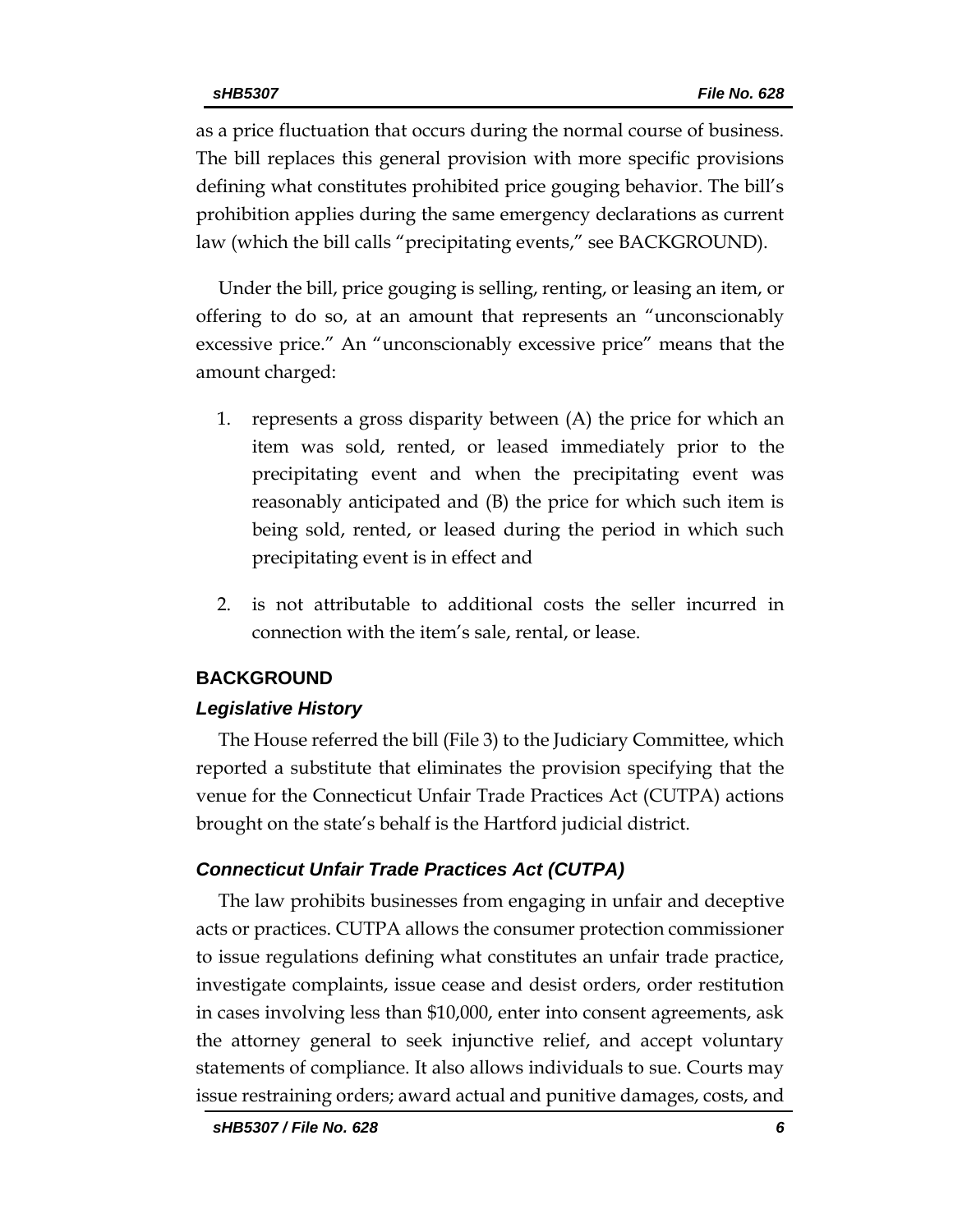as a price fluctuation that occurs during the normal course of business. The bill replaces this general provision with more specific provisions defining what constitutes prohibited price gouging behavior. The bill's prohibition applies during the same emergency declarations as current law (which the bill calls "precipitating events," see BACKGROUND).

Under the bill, price gouging is selling, renting, or leasing an item, or offering to do so, at an amount that represents an "unconscionably excessive price." An "unconscionably excessive price" means that the amount charged:

1. represents a gross disparity between (A) the price for which an item was sold, rented, or leased immediately prior to the precipitating event and when the precipitating event was reasonably anticipated and (B) the price for which such item is being sold, rented, or leased during the period in which such precipitating event is in effect and

2. is not attributable to additional costs the seller incurred in connection with the item's sale, rental, or lease.

## BACKGROUND

### *Legislative History*

The House referred the bill (File 3) to the Judiciary Committee, which reported a substitute that eliminates the provision specifying that the venue for the Connecticut Unfair Trade Practices Act (CUTPA) actions brought on the state's behalf is the Hartford judicial district.

### *Connecticut Unfair Trade Practices Act (CUTPA)*

The law prohibits businesses from engaging in unfair and deceptive acts or practices. CUTPA allows the consumer protection commissioner to issue regulations defining what constitutes an unfair trade practice, investigate complaints, issue cease and desist orders, order restitution in cases involving less than $10,000, enter into consent agreements, ask the attorney general to seek injunctive relief, and accept voluntary statements of compliance. It also allows individuals to sue. Courts may issue restraining orders; award actual and punitive damages, costs, and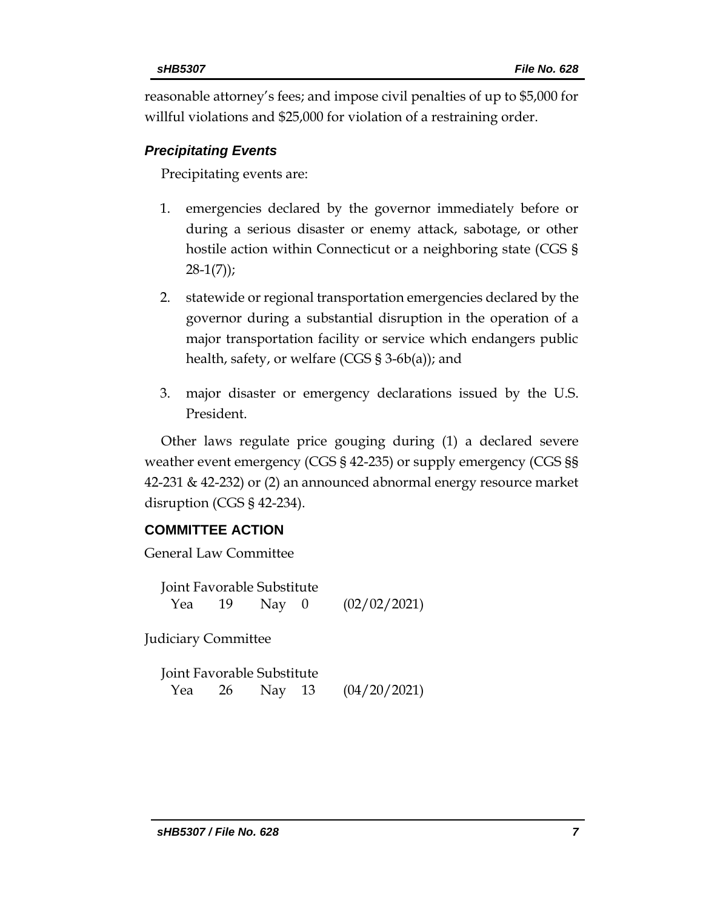reasonable attorney's fees; and impose civil penalties of up to $5,000 for willful violations and $25,000 for violation of a restraining order.

### *Precipitating Events*

Precipitating events are:

1. emergencies declared by the governor immediately before or during a serious disaster or enemy attack, sabotage, or other hostile action within Connecticut or a neighboring state (CGS § 28-1(7));
2. statewide or regional transportation emergencies declared by the governor during a substantial disruption in the operation of a major transportation facility or service which endangers public health, safety, or welfare (CGS § 3-6b(a)); and
3. major disaster or emergency declarations issued by the U.S. President.

Other laws regulate price gouging during (1) a declared severe weather event emergency (CGS § 42-235) or supply emergency (CGS §§ 42-231 & 42-232) or (2) an announced abnormal energy resource market disruption (CGS § 42-234).

## COMMITTEE ACTION

General Law Committee

Joint Favorable Substitute
Yea 19 Nay 0 (02/02/2021)

Judiciary Committee

Joint Favorable Substitute
Yea 26 Nay 13 (04/20/2021)